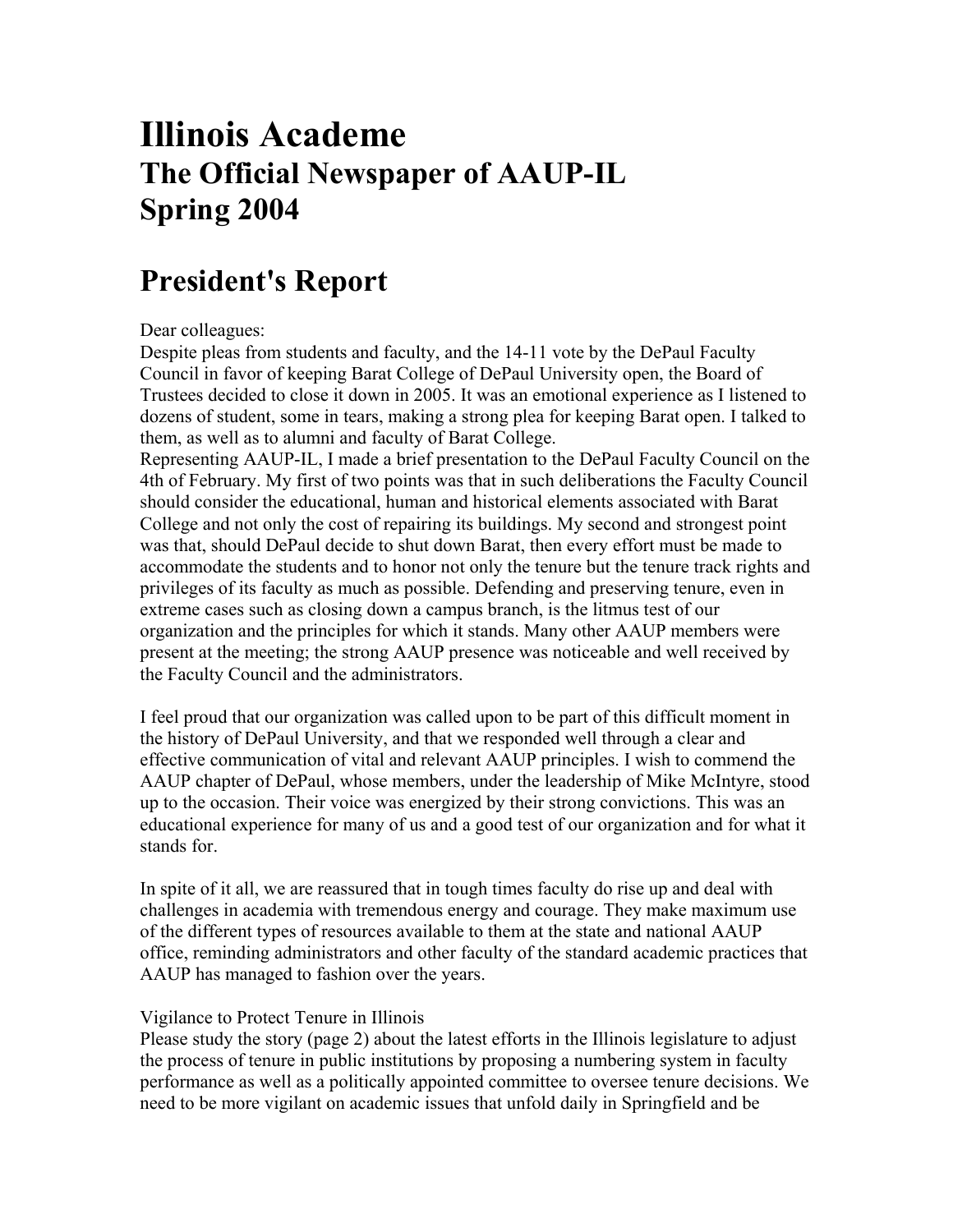# Illinois Academe
## The Official Newspaper of AAUP-IL
## Spring 2004

# President's Report

Dear colleagues:

Despite pleas from students and faculty, and the 14-11 vote by the DePaul Faculty Council in favor of keeping Barat College of DePaul University open, the Board of Trustees decided to close it down in 2005. It was an emotional experience as I listened to dozens of student, some in tears, making a strong plea for keeping Barat open. I talked to them, as well as to alumni and faculty of Barat College.

Representing AAUP-IL, I made a brief presentation to the DePaul Faculty Council on the 4th of February. My first of two points was that in such deliberations the Faculty Council should consider the educational, human and historical elements associated with Barat College and not only the cost of repairing its buildings. My second and strongest point was that, should DePaul decide to shut down Barat, then every effort must be made to accommodate the students and to honor not only the tenure but the tenure track rights and privileges of its faculty as much as possible. Defending and preserving tenure, even in extreme cases such as closing down a campus branch, is the litmus test of our organization and the principles for which it stands. Many other AAUP members were present at the meeting; the strong AAUP presence was noticeable and well received by the Faculty Council and the administrators.

I feel proud that our organization was called upon to be part of this difficult moment in the history of DePaul University, and that we responded well through a clear and effective communication of vital and relevant AAUP principles. I wish to commend the AAUP chapter of DePaul, whose members, under the leadership of Mike McIntyre, stood up to the occasion. Their voice was energized by their strong convictions. This was an educational experience for many of us and a good test of our organization and for what it stands for.

In spite of it all, we are reassured that in tough times faculty do rise up and deal with challenges in academia with tremendous energy and courage. They make maximum use of the different types of resources available to them at the state and national AAUP office, reminding administrators and other faculty of the standard academic practices that AAUP has managed to fashion over the years.

Vigilance to Protect Tenure in Illinois

Please study the story (page 2) about the latest efforts in the Illinois legislature to adjust the process of tenure in public institutions by proposing a numbering system in faculty performance as well as a politically appointed committee to oversee tenure decisions. We need to be more vigilant on academic issues that unfold daily in Springfield and be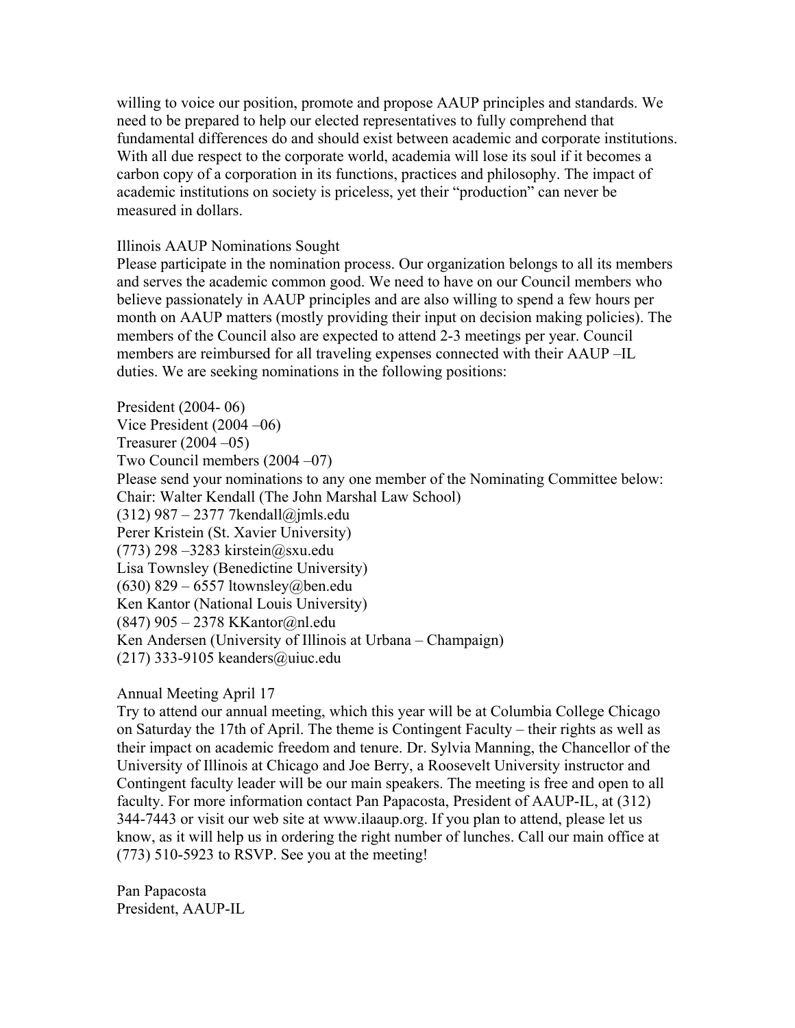willing to voice our position, promote and propose AAUP principles and standards. We need to be prepared to help our elected representatives to fully comprehend that fundamental differences do and should exist between academic and corporate institutions. With all due respect to the corporate world, academia will lose its soul if it becomes a carbon copy of a corporation in its functions, practices and philosophy. The impact of academic institutions on society is priceless, yet their "production" can never be measured in dollars.

## Illinois AAUP Nominations Sought

Please participate in the nomination process. Our organization belongs to all its members and serves the academic common good. We need to have on our Council members who believe passionately in AAUP principles and are also willing to spend a few hours per month on AAUP matters (mostly providing their input on decision making policies). The members of the Council also are expected to attend 2-3 meetings per year. Council members are reimbursed for all traveling expenses connected with their AAUP –IL duties. We are seeking nominations in the following positions:

President (2004- 06)
Vice President (2004 –06)
Treasurer (2004 –05)
Two Council members (2004 –07)
Please send your nominations to any one member of the Nominating Committee below:
Chair: Walter Kendall (The John Marshal Law School)
(312) 987 – 2377 7kendall@jmls.edu
Perer Kristein (St. Xavier University)
(773) 298 –3283 kirstein@sxu.edu
Lisa Townsley (Benedictine University)
(630) 829 – 6557 ltownsley@ben.edu
Ken Kantor (National Louis University)
(847) 905 – 2378 KKantor@nl.edu
Ken Andersen (University of Illinois at Urbana – Champaign)
(217) 333-9105 keanders@uiuc.edu

## Annual Meeting April 17

Try to attend our annual meeting, which this year will be at Columbia College Chicago on Saturday the 17th of April. The theme is Contingent Faculty – their rights as well as their impact on academic freedom and tenure. Dr. Sylvia Manning, the Chancellor of the University of Illinois at Chicago and Joe Berry, a Roosevelt University instructor and Contingent faculty leader will be our main speakers. The meeting is free and open to all faculty. For more information contact Pan Papacosta, President of AAUP-IL, at (312) 344-7443 or visit our web site at www.ilaaup.org. If you plan to attend, please let us know, as it will help us in ordering the right number of lunches. Call our main office at (773) 510-5923 to RSVP. See you at the meeting!

Pan Papacosta
President, AAUP-IL